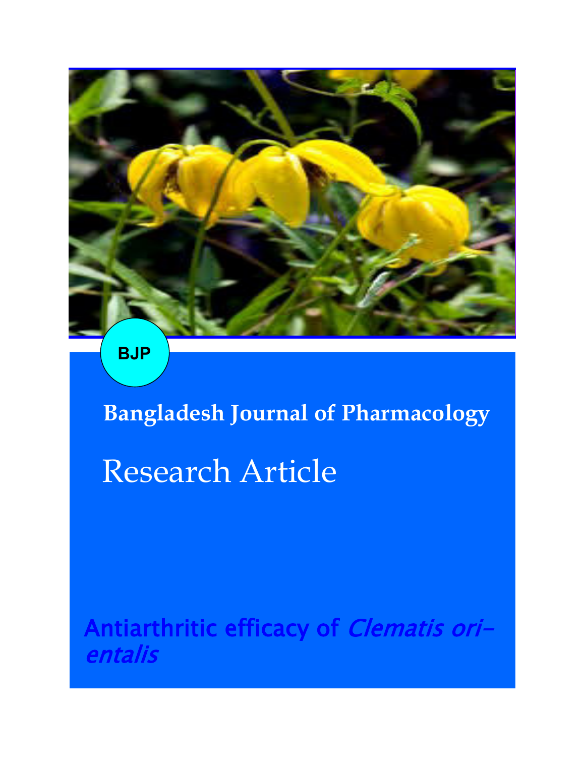BJP

**Bangladesh Journal of Pharmacology**

# Research Article

## Antiarthritic efficacy of *Clematis orientalis*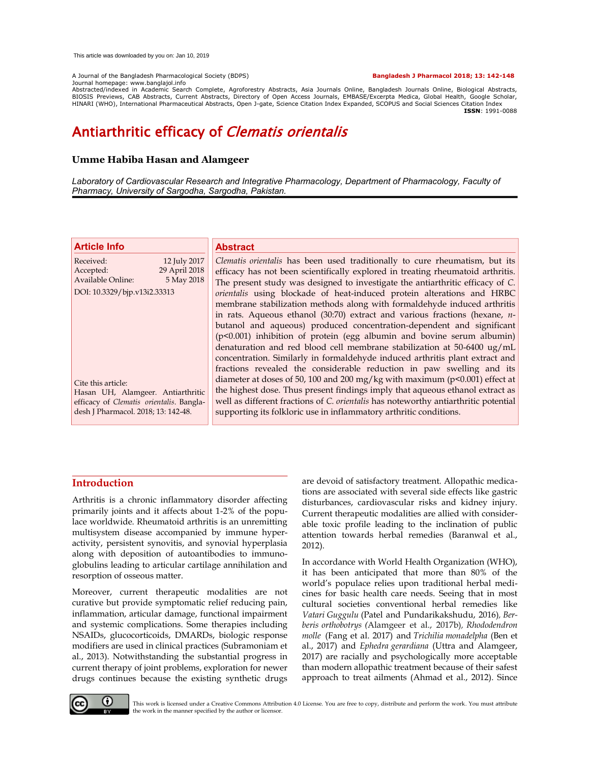This article was downloaded by you on: Jan 10, 2019

A Journal of the Bangladesh Pharmacological Society (BDPS)
Journal homepage: www.banglajol.info
Abstracted/indexed in Academic Search Complete, Agroforestry Abstracts, Asia Journals Online, Bangladesh Journals Online, Biological Abstracts, BIOSIS Previews, CAB Abstracts, Current Abstracts, Directory of Open Access Journals, EMBASE/Excerpta Medica, Global Health, Google Scholar, HINARI (WHO), International Pharmaceutical Abstracts, Open J-gate, Science Citation Index Expanded, SCOPUS and Social Sciences Citation Index

**Bangladesh J Pharmacol 2018; 13: 142-148**

**ISSN**: 1991-0088

# Antiarthritic efficacy of *Clematis orientalis*

**Umme Habiba Hasan and Alamgeer**

*Laboratory of Cardiovascular Research and Integrative Pharmacology, Department of Pharmacology, Faculty of Pharmacy, University of Sargodha, Sargodha, Pakistan.*

## Article Info

| | |
|---|---|
| Received: | 12 July 2017 |
| Accepted: | 29 April 2018 |
| Available Online: | 5 May 2018 |

DOI: 10.3329/bjp.v13i2.33313

Cite this article:
Hasan UH, Alamgeer. Antiarthritic efficacy of *Clematis orientalis*. Bangladesh J Pharmacol. 2018; 13: 142-48.

## Abstract

*Clematis orientalis* has been used traditionally to cure rheumatism, but its efficacy has not been scientifically explored in treating rheumatoid arthritis. The present study was designed to investigate the antiarthritic efficacy of *C. orientalis* using blockade of heat-induced protein alterations and HRBC membrane stabilization methods along with formaldehyde induced arthritis in rats. Aqueous ethanol (30:70) extract and various fractions (hexane, *n*-butanol and aqueous) produced concentration-dependent and significant ($p<0.001$) inhibition of protein (egg albumin and bovine serum albumin) denaturation and red blood cell membrane stabilization at 50-6400 ug/mL concentration. Similarly in formaldehyde induced arthritis plant extract and fractions revealed the considerable reduction in paw swelling and its diameter at doses of 50, 100 and 200 mg/kg with maximum ($p<0.001$) effect at the highest dose. Thus present findings imply that aqueous ethanol extract as well as different fractions of *C. orientalis* has noteworthy antiarthritic potential supporting its folkloric use in inflammatory arthritic conditions.

## Introduction

Arthritis is a chronic inflammatory disorder affecting primarily joints and it affects about 1-2% of the populace worldwide. Rheumatoid arthritis is an unremitting multisystem disease accompanied by immune hyperactivity, persistent synovitis, and synovial hyperplasia along with deposition of autoantibodies to immunoglobulins leading to articular cartilage annihilation and resorption of osseous matter.

Moreover, current therapeutic modalities are not curative but provide symptomatic relief reducing pain, inflammation, articular damage, functional impairment and systemic complications. Some therapies including NSAIDs, glucocorticoids, DMARDs, biologic response modifiers are used in clinical practices (Subramoniam et al., 2013). Notwithstanding the substantial progress in current therapy of joint problems, exploration for newer drugs continues because the existing synthetic drugs are devoid of satisfactory treatment. Allopathic medications are associated with several side effects like gastric disturbances, cardiovascular risks and kidney injury. Current therapeutic modalities are allied with considerable toxic profile leading to the inclination of public attention towards herbal remedies (Baranwal et al., 2012).

In accordance with World Health Organization (WHO), it has been anticipated that more than 80% of the world's populace relies upon traditional herbal medicines for basic health care needs. Seeing that in most cultural societies conventional herbal remedies like *Vatari Guggulu* (Patel and Pundarikakshudu, 2016), *Berberis orthobotrys* (Alamgeer et al., 2017b), *Rhododendron molle* (Fang et al. 2017) and *Trichilia monadelpha* (Ben et al., 2017) and *Ephedra gerardiana* (Uttra and Alamgeer, 2017) are racially and psychologically more acceptable than modern allopathic treatment because of their safest approach to treat ailments (Ahmad et al., 2012). Since

This work is licensed under a Creative Commons Attribution 4.0 License. You are free to copy, distribute and perform the work. You must attribute the work in the manner specified by the author or licensor.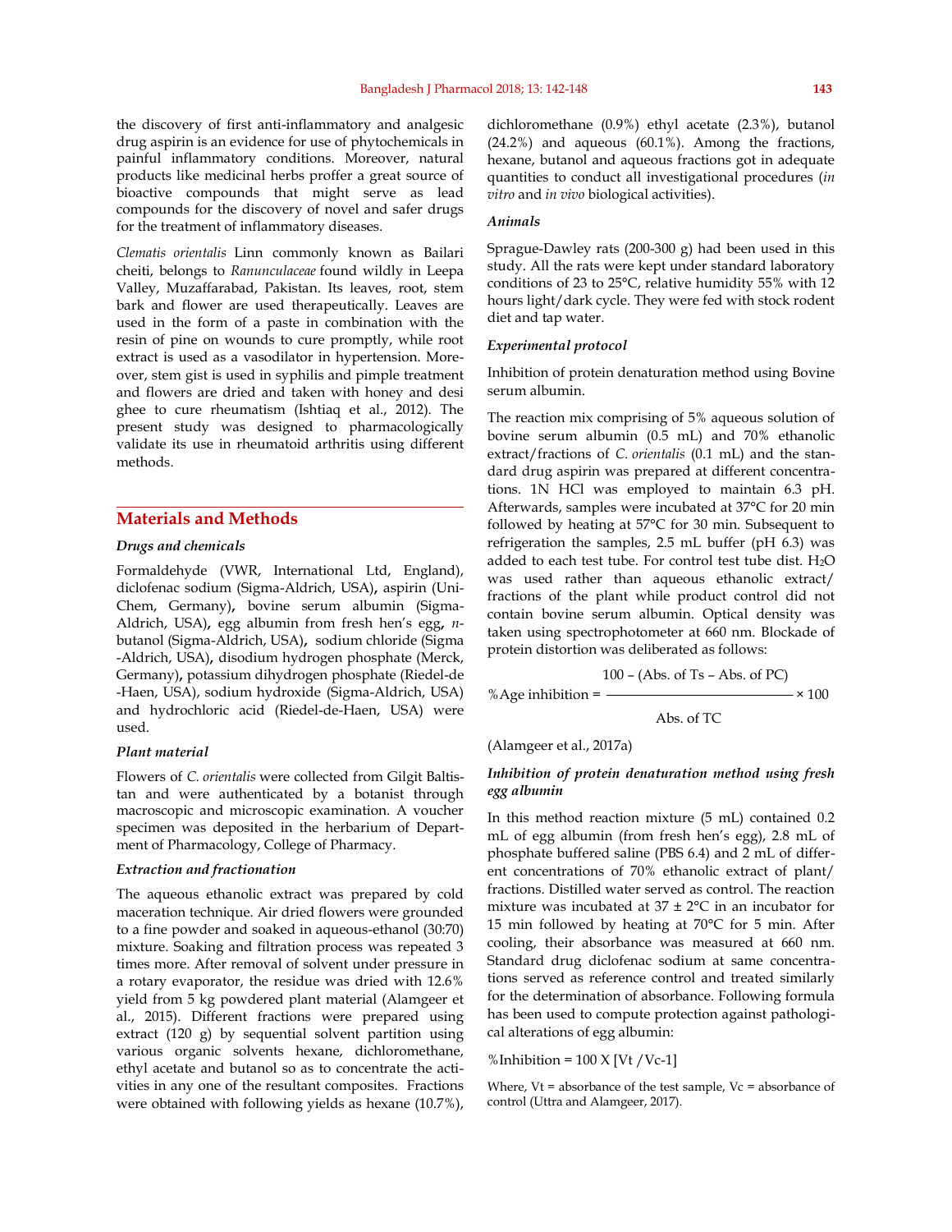the discovery of first anti-inflammatory and analgesic drug aspirin is an evidence for use of phytochemicals in painful inflammatory conditions. Moreover, natural products like medicinal herbs proffer a great source of bioactive compounds that might serve as lead compounds for the discovery of novel and safer drugs for the treatment of inflammatory diseases.

*Clematis orientalis* Linn commonly known as Bailari cheiti, belongs to *Ranunculaceae* found wildly in Leepa Valley, Muzaffarabad, Pakistan. Its leaves, root, stem bark and flower are used therapeutically. Leaves are used in the form of a paste in combination with the resin of pine on wounds to cure promptly, while root extract is used as a vasodilator in hypertension. Moreover, stem gist is used in syphilis and pimple treatment and flowers are dried and taken with honey and desi ghee to cure rheumatism (Ishtiaq et al., 2012). The present study was designed to pharmacologically validate its use in rheumatoid arthritis using different methods.

## Materials and Methods

### *Drugs and chemicals*

Formaldehyde (VWR, International Ltd, England), diclofenac sodium (Sigma-Aldrich, USA), aspirin (Uni-Chem, Germany), bovine serum albumin (Sigma-Aldrich, USA), egg albumin from fresh hen's egg, *n*-butanol (Sigma-Aldrich, USA), sodium chloride (Sigma-Aldrich, USA), disodium hydrogen phosphate (Merck, Germany), potassium dihydrogen phosphate (Riedel-de-Haen, USA), sodium hydroxide (Sigma-Aldrich, USA) and hydrochloric acid (Riedel-de-Haen, USA) were used.

### *Plant material*

Flowers of *C. orientalis* were collected from Gilgit Baltistan and were authenticated by a botanist through macroscopic and microscopic examination. A voucher specimen was deposited in the herbarium of Department of Pharmacology, College of Pharmacy.

### *Extraction and fractionation*

The aqueous ethanolic extract was prepared by cold maceration technique. Air dried flowers were grounded to a fine powder and soaked in aqueous-ethanol (30:70) mixture. Soaking and filtration process was repeated 3 times more. After removal of solvent under pressure in a rotary evaporator, the residue was dried with 12.6% yield from 5 kg powdered plant material (Alamgeer et al., 2015). Different fractions were prepared using extract (120 g) by sequential solvent partition using various organic solvents hexane, dichloromethane, ethyl acetate and butanol so as to concentrate the activities in any one of the resultant composites. Fractions were obtained with following yields as hexane (10.7%), dichloromethane (0.9%) ethyl acetate (2.3%), butanol (24.2%) and aqueous (60.1%). Among the fractions, hexane, butanol and aqueous fractions got in adequate quantities to conduct all investigational procedures (*in vitro* and *in vivo* biological activities).

### *Animals*

Sprague-Dawley rats (200-300 g) had been used in this study. All the rats were kept under standard laboratory conditions of 23 to 25°C, relative humidity 55% with 12 hours light/dark cycle. They were fed with stock rodent diet and tap water.

### *Experimental protocol*

Inhibition of protein denaturation method using Bovine serum albumin.

The reaction mix comprising of 5% aqueous solution of bovine serum albumin (0.5 mL) and 70% ethanolic extract/fractions of *C. orientalis* (0.1 mL) and the standard drug aspirin was prepared at different concentrations. 1N HCl was employed to maintain 6.3 pH. Afterwards, samples were incubated at 37°C for 20 min followed by heating at 57°C for 30 min. Subsequent to refrigeration the samples, 2.5 mL buffer (pH 6.3) was added to each test tube. For control test tube dist. $H_2O$ was used rather than aqueous ethanolic extract/fractions of the plant while product control did not contain bovine serum albumin. Optical density was taken using spectrophotometer at 660 nm. Blockade of protein distortion was deliberated as follows:

$$\%\text{Age inhibition} = \frac{100 - (\text{Abs. of Ts} - \text{Abs. of PC})}{\text{Abs. of TC}} \times 100$$

(Alamgeer et al., 2017a)

### *Inhibition of protein denaturation method using fresh egg albumin*

In this method reaction mixture (5 mL) contained 0.2 mL of egg albumin (from fresh hen's egg), 2.8 mL of phosphate buffered saline (PBS 6.4) and 2 mL of different concentrations of 70% ethanolic extract of plant/fractions. Distilled water served as control. The reaction mixture was incubated at 37 ± 2°C in an incubator for 15 min followed by heating at 70°C for 5 min. After cooling, their absorbance was measured at 660 nm. Standard drug diclofenac sodium at same concentrations served as reference control and treated similarly for the determination of absorbance. Following formula has been used to compute protection against pathological alterations of egg albumin:

$$\%\text{Inhibition} = 100 \times [\text{Vt} / \text{Vc-1}]$$

Where, Vt = absorbance of the test sample, Vc = absorbance of control (Uttra and Alamgeer, 2017).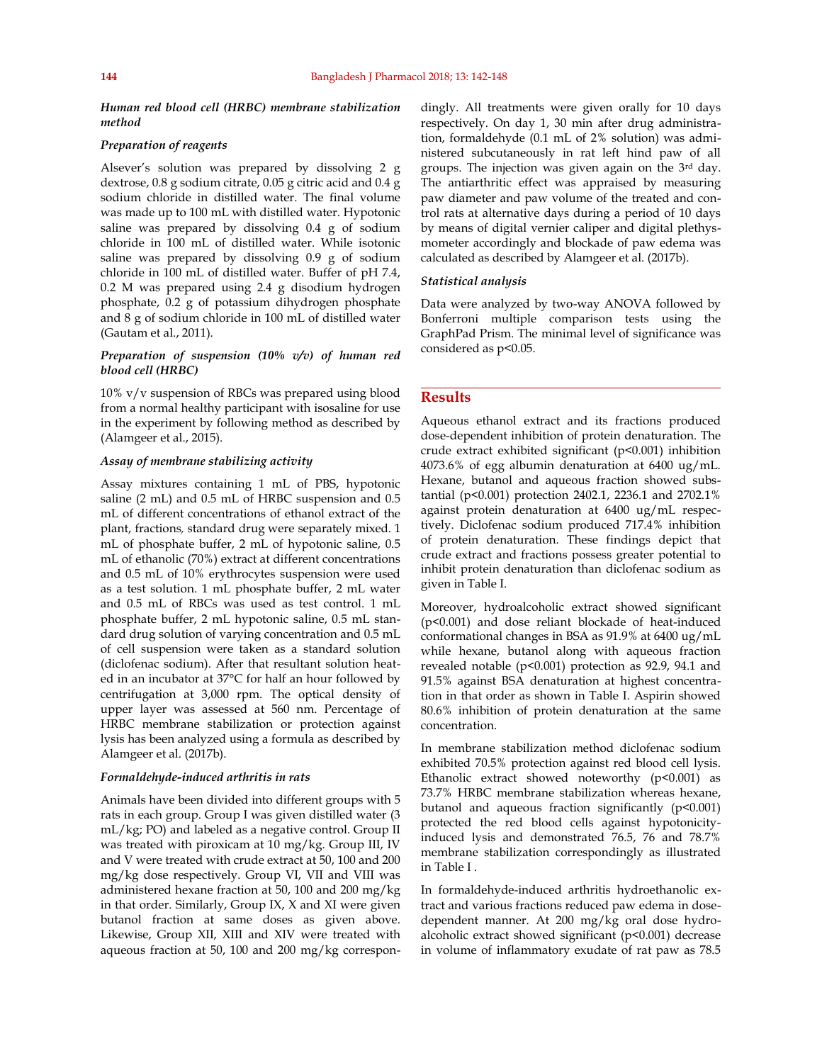### *Human red blood cell (HRBC) membrane stabilization method*

#### *Preparation of reagents*

Alsever's solution was prepared by dissolving 2 g dextrose, 0.8 g sodium citrate, 0.05 g citric acid and 0.4 g sodium chloride in distilled water. The final volume was made up to 100 mL with distilled water. Hypotonic saline was prepared by dissolving 0.4 g of sodium chloride in 100 mL of distilled water. While isotonic saline was prepared by dissolving 0.9 g of sodium chloride in 100 mL of distilled water. Buffer of pH 7.4, 0.2 M was prepared using 2.4 g disodium hydrogen phosphate, 0.2 g of potassium dihydrogen phosphate and 8 g of sodium chloride in 100 mL of distilled water (Gautam et al., 2011).

#### *Preparation of suspension (10% v/v) of human red blood cell (HRBC)*

10% v/v suspension of RBCs was prepared using blood from a normal healthy participant with isosaline for use in the experiment by following method as described by (Alamgeer et al., 2015).

#### *Assay of membrane stabilizing activity*

Assay mixtures containing 1 mL of PBS, hypotonic saline (2 mL) and 0.5 mL of HRBC suspension and 0.5 mL of different concentrations of ethanol extract of the plant, fractions, standard drug were separately mixed. 1 mL of phosphate buffer, 2 mL of hypotonic saline, 0.5 mL of ethanolic (70%) extract at different concentrations and 0.5 mL of 10% erythrocytes suspension were used as a test solution. 1 mL phosphate buffer, 2 mL water and 0.5 mL of RBCs was used as test control. 1 mL phosphate buffer, 2 mL hypotonic saline, 0.5 mL standard drug solution of varying concentration and 0.5 mL of cell suspension were taken as a standard solution (diclofenac sodium). After that resultant solution heated in an incubator at 37°C for half an hour followed by centrifugation at 3,000 rpm. The optical density of upper layer was assessed at 560 nm. Percentage of HRBC membrane stabilization or protection against lysis has been analyzed using a formula as described by Alamgeer et al. (2017b).

#### *Formaldehyde-induced arthritis in rats*

Animals have been divided into different groups with 5 rats in each group. Group I was given distilled water (3 mL/kg; PO) and labeled as a negative control. Group II was treated with piroxicam at 10 mg/kg. Group III, IV and V were treated with crude extract at 50, 100 and 200 mg/kg dose respectively. Group VI, VII and VIII was administered hexane fraction at 50, 100 and 200 mg/kg in that order. Similarly, Group IX, X and XI were given butanol fraction at same doses as given above. Likewise, Group XII, XIII and XIV were treated with aqueous fraction at 50, 100 and 200 mg/kg correspondingly. All treatments were given orally for 10 days respectively. On day 1, 30 min after drug administration, formaldehyde (0.1 mL of 2% solution) was administered subcutaneously in rat left hind paw of all groups. The injection was given again on the 3rd day. The antiarthritic effect was appraised by measuring paw diameter and paw volume of the treated and control rats at alternative days during a period of 10 days by means of digital vernier caliper and digital plethysmometer accordingly and blockade of paw edema was calculated as described by Alamgeer et al. (2017b).

#### *Statistical analysis*

Data were analyzed by two-way ANOVA followed by Bonferroni multiple comparison tests using the GraphPad Prism. The minimal level of significance was considered as $p<0.05$.

## Results

Aqueous ethanol extract and its fractions produced dose-dependent inhibition of protein denaturation. The crude extract exhibited significant ($p<0.001$) inhibition 4073.6% of egg albumin denaturation at 6400 ug/mL. Hexane, butanol and aqueous fraction showed substantial ($p<0.001$) protection 2402.1, 2236.1 and 2702.1% against protein denaturation at 6400 ug/mL respectively. Diclofenac sodium produced 717.4% inhibition of protein denaturation. These findings depict that crude extract and fractions possess greater potential to inhibit protein denaturation than diclofenac sodium as given in Table I.

Moreover, hydroalcoholic extract showed significant ($p<0.001$) and dose reliant blockade of heat-induced conformational changes in BSA as 91.9% at 6400 ug/mL while hexane, butanol along with aqueous fraction revealed notable ($p<0.001$) protection as 92.9, 94.1 and 91.5% against BSA denaturation at highest concentration in that order as shown in Table I. Aspirin showed 80.6% inhibition of protein denaturation at the same concentration.

In membrane stabilization method diclofenac sodium exhibited 70.5% protection against red blood cell lysis. Ethanolic extract showed noteworthy ($p<0.001$) as 73.7% HRBC membrane stabilization whereas hexane, butanol and aqueous fraction significantly ($p<0.001$) protected the red blood cells against hypotonicity-induced lysis and demonstrated 76.5, 76 and 78.7% membrane stabilization correspondingly as illustrated in Table I .

In formaldehyde-induced arthritis hydroethanolic extract and various fractions reduced paw edema in dose-dependent manner. At 200 mg/kg oral dose hydroalcoholic extract showed significant ($p<0.001$) decrease in volume of inflammatory exudate of rat paw as 78.5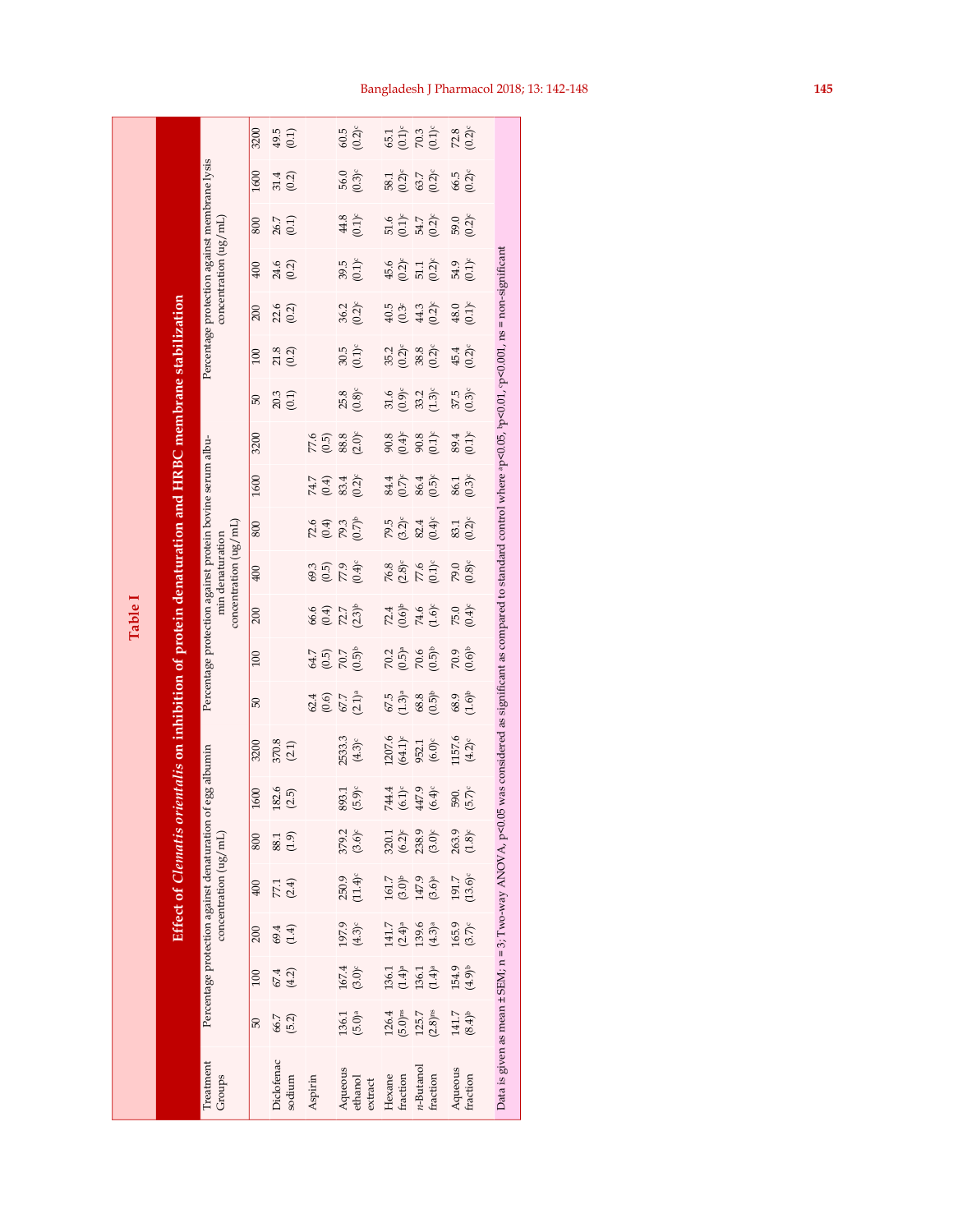**Table I**

**Effect of *Clematis orientalis* on inhibition of protein denaturation and HRBC membrane stabilization**

| Treatment Groups | Percentage protection against denaturation of egg albumin concentration (ug/mL) | | | | | | | Percentage protection against protein bovine serum albumin denaturation concentration (ug/mL) | | | | | | | Percentage protection against membrane lysis concentration (ug/mL) | | | | | | |
|---|---|---|---|---|---|---|---|---|---|---|---|---|---|---|---|---|---|---|---|---|---|
| | 50 | 100 | 200 | 400 | 800 | 1600 | 3200 | 50 | 100 | 200 | 400 | 800 | 1600 | 3200 | 50 | 100 | 200 | 400 | 800 | 1600 | 3200 |
| Diclofenac sodium | 66.7 (5.2) | 67.4 (4.2) | 69.4 (1.4) | 77.1 (2.4) | 88.1 (1.9) | 182.6 (2.5) | 370.8 (2.1) | | | | | | | | 20.3 (0.1) | 21.8 (0.2) | 22.6 (0.2) | 24.6 (0.2) | 26.7 (0.1) | 31.4 (0.2) | 49.5 (0.1) |
| Aspirin | | | | | | | | 62.4 (0.6) | 64.7 (0.5) | 66.6 (0.4) | 69.3 (0.5) | 72.6 (0.4) | 74.7 (0.4) | 77.6 (0.5) | | | | | | | |
| Aqueous ethanol extract | 136.1 (5.0)[a] | 167.4 (3.0)[c] | 197.9 (4.3)[c] | 250.9 (11.4)[c] | 379.2 (3.6)[c] | 893.1 (5.9)[c] | 2533.3 (4.3)[c] | 67.7 (2.1)[a] | 70.7 (0.5)[b] | 72.7 (2.3)[b] | 77.9 (0.4)[c] | 79.3 (0.7)[b] | 83.4 (0.2)[c] | 88.8 (2.0)[c] | 25.8 (0.8)[c] | 30.5 (0.1)[c] | 36.2 (0.2)[c] | 39.5 (0.1)[c] | 44.8 (0.1)[c] | 56.0 (0.3)[c] | 60.5 (0.2)[c] |
| Hexane fraction | 126.4 (5.0)[ns] | 136.1 (1.4)[b] | 141.7 (2.4)[a] | 161.7 (3.0)[b] | 320.1 (6.2)[c] | 744.4 (6.1)[c] | 1207.6 (64.1)[c] | 67.5 (1.3)[a] | 70.2 (0.5)[a] | 72.4 (0.6)[b] | 76.8 (2.8)[c] | 79.5 (3.2)[c] | 84.4 (0.7)[c] | 90.8 (0.4)[c] | 31.6 (0.9)[c] | 35.2 (0.2)[c] | 40.5 (0.3[c] | 45.6 (0.2)[c] | 51.6 (0.1)[c] | 58.1 (0.2)[c] | 65.1 (0.1)[c] |
| *n*-Butanol fraction | 125.7 (2.8)[ns] | 136.1 (1.4)[a] | 139.6 (4.3)[a] | 147.9 (3.6)[a] | 238.9 (3.0)[c] | 447.9 (6.4)[c] | 952.1 (6.0)[c] | 68.8 (0.5)[b] | 70.6 (0.5)[b] | 74.6 (1.6)[c] | 77.6 (0.1)[c] | 82.4 (0.4)[c] | 86.4 (0.5)[c] | 90.8 (0.1)[c] | 33.2 (1.3)[c] | 38.8 (0.2)[c] | 44.3 (0.2)[c] | 51.1 (0.2)[c] | 54.7 (0.2)[c] | 63.7 (0.2)[c] | 70.3 (0.1)[c] |
| Aqueous fraction | 141.7 (8.4)[b] | 154.9 (4.9)[b] | 165.9 (3.7)[c] | 191.7 (13.6)[c] | 263.9 (1.8)[c] | 590. (5.7)[c] | 1157.6 (4.2)[c] | 68.9 (1.6)[b] | 70.9 (0.6)[b] | 75.0 (0.4)[c] | 79.0 (0.8)[c] | 83.1 (0.2)[c] | 86.1 (0.3)[c] | 89.4 (0.1)[c] | 37.5 (0.3)[c] | 45.4 (0.2)[c] | 48.0 (0.1)[c] | 54.9 (0.1)[c] | 59.0 (0.2)[c] | 66.5 (0.2)[c] | 72.8 (0.2)[c] |

Data is given as mean ± SEM; n = 3; Two-way ANOVA, $p<0.05$ was considered as significant as compared to standard control where [a]$p<0.05$, [b]$p<0.01$, [c]$p<0.001$, ns = non-significant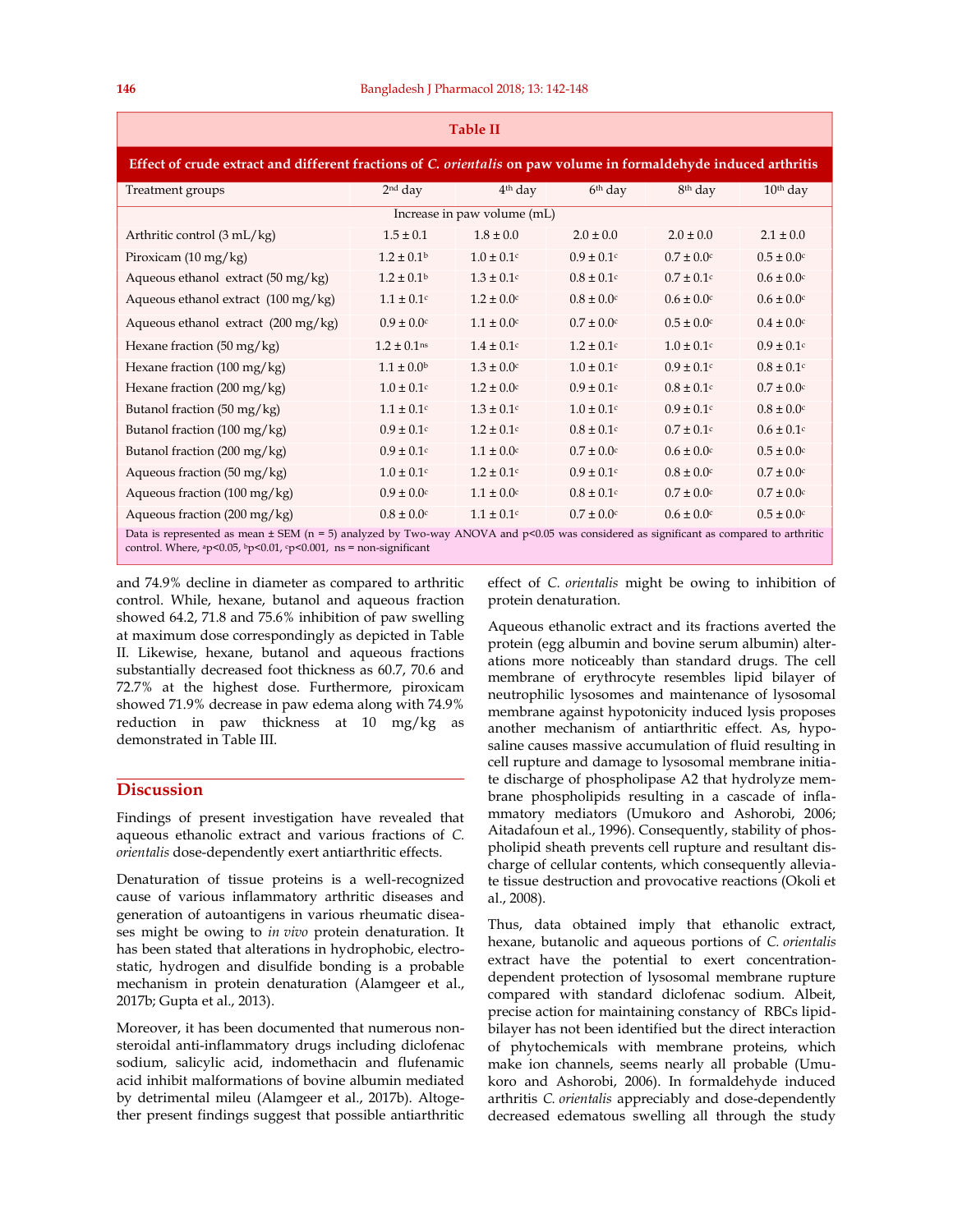**Table II**

**Effect of crude extract and different fractions of *C. orientalis* on paw volume in formaldehyde induced arthritis**

| Treatment groups | 2nd day | 4th day | 6th day | 8th day | 10th day |
|---|---|---|---|---|---|
| | Increase in paw volume (mL) | | | | |
| Arthritic control (3 mL/kg) | 1.5 ± 0.1 | 1.8 ± 0.0 | 2.0 ± 0.0 | 2.0 ± 0.0 | 2.1 ± 0.0 |
| Piroxicam (10 mg/kg) | 1.2 ± 0.1[b] | 1.0 ± 0.1[c] | 0.9 ± 0.1[c] | 0.7 ± 0.0[c] | 0.5 ± 0.0[c] |
| Aqueous ethanol extract (50 mg/kg) | 1.2 ± 0.1[b] | 1.3 ± 0.1[c] | 0.8 ± 0.1[c] | 0.7 ± 0.1[c] | 0.6 ± 0.0[c] |
| Aqueous ethanol extract (100 mg/kg) | 1.1 ± 0.1[c] | 1.2 ± 0.0[c] | 0.8 ± 0.0[c] | 0.6 ± 0.0[c] | 0.6 ± 0.0[c] |
| Aqueous ethanol extract (200 mg/kg) | 0.9 ± 0.0[c] | 1.1 ± 0.0[c] | 0.7 ± 0.0[c] | 0.5 ± 0.0[c] | 0.4 ± 0.0[c] |
| Hexane fraction (50 mg/kg) | 1.2 ± 0.1[ns] | 1.4 ± 0.1[c] | 1.2 ± 0.1[c] | 1.0 ± 0.1[c] | 0.9 ± 0.1[c] |
| Hexane fraction (100 mg/kg) | 1.1 ± 0.0[b] | 1.3 ± 0.0[c] | 1.0 ± 0.1[c] | 0.9 ± 0.1[c] | 0.8 ± 0.1[c] |
| Hexane fraction (200 mg/kg) | 1.0 ± 0.1[c] | 1.2 ± 0.0[c] | 0.9 ± 0.1[c] | 0.8 ± 0.1[c] | 0.7 ± 0.0[c] |
| Butanol fraction (50 mg/kg) | 1.1 ± 0.1[c] | 1.3 ± 0.1[c] | 1.0 ± 0.1[c] | 0.9 ± 0.1[c] | 0.8 ± 0.0[c] |
| Butanol fraction (100 mg/kg) | 0.9 ± 0.1[c] | 1.2 ± 0.1[c] | 0.8 ± 0.1[c] | 0.7 ± 0.1[c] | 0.6 ± 0.1[c] |
| Butanol fraction (200 mg/kg) | 0.9 ± 0.1[c] | 1.1 ± 0.0[c] | 0.7 ± 0.0[c] | 0.6 ± 0.0[c] | 0.5 ± 0.0[c] |
| Aqueous fraction (50 mg/kg) | 1.0 ± 0.1[c] | 1.2 ± 0.1[c] | 0.9 ± 0.1[c] | 0.8 ± 0.0[c] | 0.7 ± 0.0[c] |
| Aqueous fraction (100 mg/kg) | 0.9 ± 0.0[c] | 1.1 ± 0.0[c] | 0.8 ± 0.1[c] | 0.7 ± 0.0[c] | 0.7 ± 0.0[c] |
| Aqueous fraction (200 mg/kg) | 0.8 ± 0.0[c] | 1.1 ± 0.1[c] | 0.7 ± 0.0[c] | 0.6 ± 0.0[c] | 0.5 ± 0.0[c] |

Data is represented as mean ± SEM (n = 5) analyzed by Two-way ANOVA and $p<0.05$ was considered as significant as compared to arthritic control. Where, [a]$p<0.05$, [b]$p<0.01$, [c]$p<0.001$, ns = non-significant

and 74.9% decline in diameter as compared to arthritic control. While, hexane, butanol and aqueous fraction showed 64.2, 71.8 and 75.6% inhibition of paw swelling at maximum dose correspondingly as depicted in Table II. Likewise, hexane, butanol and aqueous fractions substantially decreased foot thickness as 60.7, 70.6 and 72.7% at the highest dose. Furthermore, piroxicam showed 71.9% decrease in paw edema along with 74.9% reduction in paw thickness at 10 mg/kg as demonstrated in Table III.

## Discussion

Findings of present investigation have revealed that aqueous ethanolic extract and various fractions of *C. orientalis* dose-dependently exert antiarthritic effects.

Denaturation of tissue proteins is a well-recognized cause of various inflammatory arthritic diseases and generation of autoantigens in various rheumatic diseases might be owing to *in vivo* protein denaturation. It has been stated that alterations in hydrophobic, electrostatic, hydrogen and disulfide bonding is a probable mechanism in protein denaturation (Alamgeer et al., 2017b; Gupta et al., 2013).

Moreover, it has been documented that numerous non-steroidal anti-inflammatory drugs including diclofenac sodium, salicylic acid, indomethacin and flufenamic acid inhibit malformations of bovine albumin mediated by detrimental mileu (Alamgeer et al., 2017b). Altogether present findings suggest that possible antiarthritic effect of *C. orientalis* might be owing to inhibition of protein denaturation.

Aqueous ethanolic extract and its fractions averted the protein (egg albumin and bovine serum albumin) alterations more noticeably than standard drugs. The cell membrane of erythrocyte resembles lipid bilayer of neutrophilic lysosomes and maintenance of lysosomal membrane against hypotonicity induced lysis proposes another mechanism of antiarthritic effect. As, hyposaline causes massive accumulation of fluid resulting in cell rupture and damage to lysosomal membrane initiate discharge of phospholipase A2 that hydrolyze membrane phospholipids resulting in a cascade of inflammatory mediators (Umukoro and Ashorobi, 2006; Aitadafoun et al., 1996). Consequently, stability of phospholipid sheath prevents cell rupture and resultant discharge of cellular contents, which consequently alleviate tissue destruction and provocative reactions (Okoli et al., 2008).

Thus, data obtained imply that ethanolic extract, hexane, butanolic and aqueous portions of *C. orientalis* extract have the potential to exert concentration-dependent protection of lysosomal membrane rupture compared with standard diclofenac sodium. Albeit, precise action for maintaining constancy of RBCs lipid-bilayer has not been identified but the direct interaction of phytochemicals with membrane proteins, which make ion channels, seems nearly all probable (Umukoro and Ashorobi, 2006). In formaldehyde induced arthritis *C. orientalis* appreciably and dose-dependently decreased edematous swelling all through the study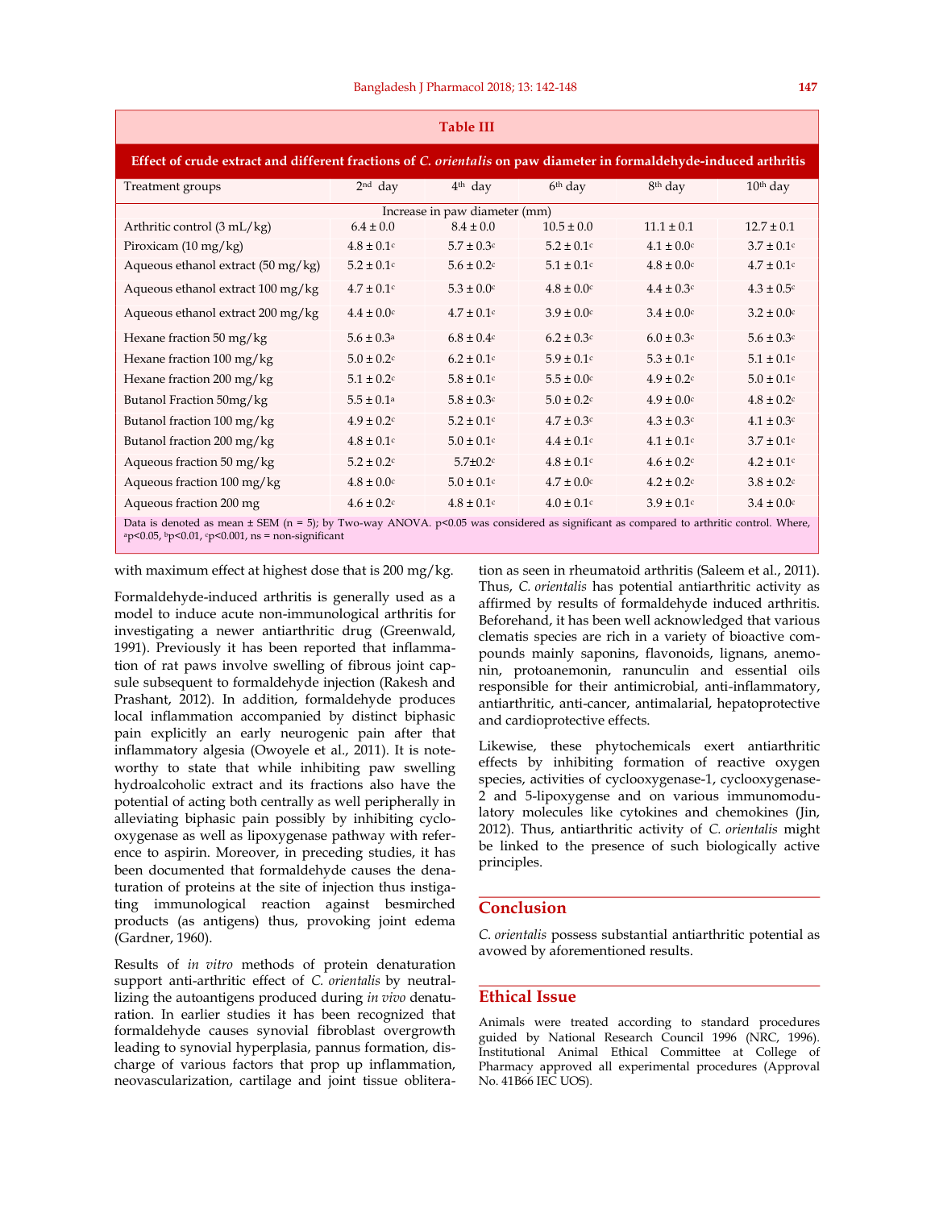**Table III**

**Effect of crude extract and different fractions of *C. orientalis* on paw diameter in formaldehyde-induced arthritis**

| Treatment groups | 2nd day | 4th day | 6th day | 8th day | 10th day |
|---|---|---|---|---|---|
| | Increase in paw diameter (mm) | | | | |
| Arthritic control (3 mL/kg) | 6.4 ± 0.0 | 8.4 ± 0.0 | 10.5 ± 0.0 | 11.1 ± 0.1 | 12.7 ± 0.1 |
| Piroxicam (10 mg/kg) | 4.8 ± 0.1[c] | 5.7 ± 0.3[c] | 5.2 ± 0.1[c] | 4.1 ± 0.0[c] | 3.7 ± 0.1[c] |
| Aqueous ethanol extract (50 mg/kg) | 5.2 ± 0.1[c] | 5.6 ± 0.2[c] | 5.1 ± 0.1[c] | 4.8 ± 0.0[c] | 4.7 ± 0.1[c] |
| Aqueous ethanol extract 100 mg/kg | 4.7 ± 0.1[c] | 5.3 ± 0.0[c] | 4.8 ± 0.0[c] | 4.4 ± 0.3[c] | 4.3 ± 0.5[c] |
| Aqueous ethanol extract 200 mg/kg | 4.4 ± 0.0[c] | 4.7 ± 0.1[c] | 3.9 ± 0.0[c] | 3.4 ± 0.0[c] | 3.2 ± 0.0[c] |
| Hexane fraction 50 mg/kg | 5.6 ± 0.3[a] | 6.8 ± 0.4[c] | 6.2 ± 0.3[c] | 6.0 ± 0.3[c] | 5.6 ± 0.3[c] |
| Hexane fraction 100 mg/kg | 5.0 ± 0.2[c] | 6.2 ± 0.1[c] | 5.9 ± 0.1[c] | 5.3 ± 0.1[c] | 5.1 ± 0.1[c] |
| Hexane fraction 200 mg/kg | 5.1 ± 0.2[c] | 5.8 ± 0.1[c] | 5.5 ± 0.0[c] | 4.9 ± 0.2[c] | 5.0 ± 0.1[c] |
| Butanol Fraction 50mg/kg | 5.5 ± 0.1[a] | 5.8 ± 0.3[c] | 5.0 ± 0.2[c] | 4.9 ± 0.0[c] | 4.8 ± 0.2[c] |
| Butanol fraction 100 mg/kg | 4.9 ± 0.2[c] | 5.2 ± 0.1[c] | 4.7 ± 0.3[c] | 4.3 ± 0.3[c] | 4.1 ± 0.3[c] |
| Butanol fraction 200 mg/kg | 4.8 ± 0.1[c] | 5.0 ± 0.1[c] | 4.4 ± 0.1[c] | 4.1 ± 0.1[c] | 3.7 ± 0.1[c] |
| Aqueous fraction 50 mg/kg | 5.2 ± 0.2[c] | 5.7±0.2[c] | 4.8 ± 0.1[c] | 4.6 ± 0.2[c] | 4.2 ± 0.1[c] |
| Aqueous fraction 100 mg/kg | 4.8 ± 0.0[c] | 5.0 ± 0.1[c] | 4.7 ± 0.0[c] | 4.2 ± 0.2[c] | 3.8 ± 0.2[c] |
| Aqueous fraction 200 mg | 4.6 ± 0.2[c] | 4.8 ± 0.1[c] | 4.0 ± 0.1[c] | 3.9 ± 0.1[c] | 3.4 ± 0.0[c] |

Data is denoted as mean ± SEM (n = 5); by Two-way ANOVA. $p<0.05$ was considered as significant as compared to arthritic control. Where, [a]$p<0.05$, [b]$p<0.01$, [c]$p<0.001$, ns = non-significant

with maximum effect at highest dose that is 200 mg/kg.

Formaldehyde-induced arthritis is generally used as a model to induce acute non-immunological arthritis for investigating a newer antiarthritic drug (Greenwald, 1991). Previously it has been reported that inflammation of rat paws involve swelling of fibrous joint capsule subsequent to formaldehyde injection (Rakesh and Prashant, 2012). In addition, formaldehyde produces local inflammation accompanied by distinct biphasic pain explicitly an early neurogenic pain after that inflammatory algesia (Owoyele et al., 2011). It is noteworthy to state that while inhibiting paw swelling hydroalcoholic extract and its fractions also have the potential of acting both centrally as well peripherally in alleviating biphasic pain possibly by inhibiting cyclooxygenase as well as lipoxygenase pathway with reference to aspirin. Moreover, in preceding studies, it has been documented that formaldehyde causes the denaturation of proteins at the site of injection thus instigating immunological reaction against besmirched products (as antigens) thus, provoking joint edema (Gardner, 1960).

Results of *in vitro* methods of protein denaturation support anti-arthritic effect of *C. orientalis* by neutralizing the autoantigens produced during *in vivo* denaturation. In earlier studies it has been recognized that formaldehyde causes synovial fibroblast overgrowth leading to synovial hyperplasia, pannus formation, discharge of various factors that prop up inflammation, neovascularization, cartilage and joint tissue obliteration as seen in rheumatoid arthritis (Saleem et al., 2011). Thus, *C. orientalis* has potential antiarthritic activity as affirmed by results of formaldehyde induced arthritis. Beforehand, it has been well acknowledged that various clematis species are rich in a variety of bioactive compounds mainly saponins, flavonoids, lignans, anemonin, protoanemonin, ranunculin and essential oils responsible for their antimicrobial, anti-inflammatory, antiarthritic, anti-cancer, antimalarial, hepatoprotective and cardioprotective effects.

Likewise, these phytochemicals exert antiarthritic effects by inhibiting formation of reactive oxygen species, activities of cyclooxygenase-1, cyclooxygenase-2 and 5-lipoxygense and on various immunomodulatory molecules like cytokines and chemokines (Jin, 2012). Thus, antiarthritic activity of *C. orientalis* might be linked to the presence of such biologically active principles.

## Conclusion

*C. orientalis* possess substantial antiarthritic potential as avowed by aforementioned results.

## Ethical Issue

Animals were treated according to standard procedures guided by National Research Council 1996 (NRC, 1996). Institutional Animal Ethical Committee at College of Pharmacy approved all experimental procedures (Approval No. 41B66 IEC UOS).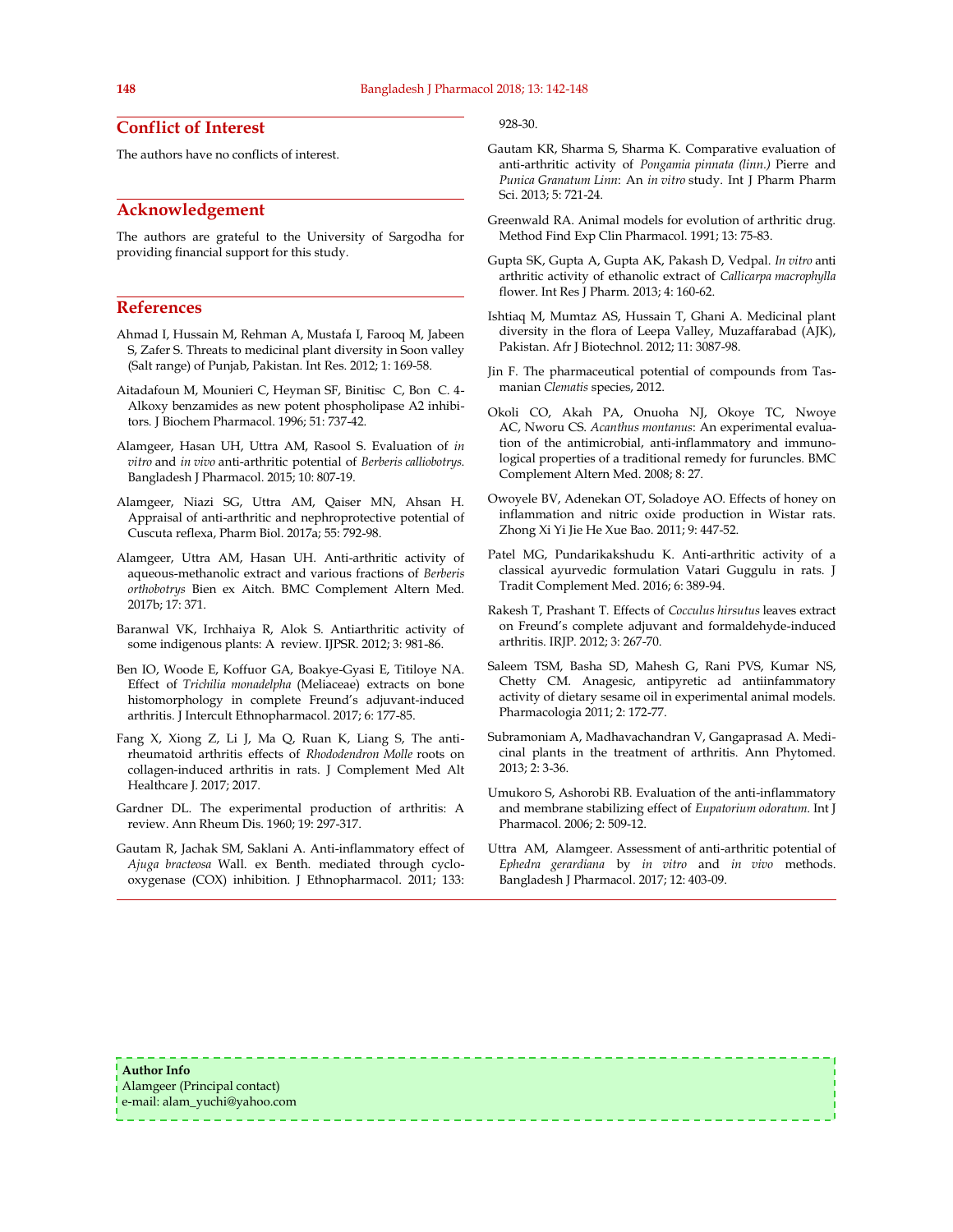## Conflict of Interest

The authors have no conflicts of interest.

## Acknowledgement

The authors are grateful to the University of Sargodha for providing financial support for this study.

## References

Ahmad I, Hussain M, Rehman A, Mustafa I, Farooq M, Jabeen S, Zafer S. Threats to medicinal plant diversity in Soon valley (Salt range) of Punjab, Pakistan. Int Res. 2012; 1: 169-58.

Aitadafoun M, Mounieri C, Heyman SF, Binitisc C, Bon C. 4-Alkoxy benzamides as new potent phospholipase A2 inhibitors. J Biochem Pharmacol. 1996; 51: 737-42.

Alamgeer, Hasan UH, Uttra AM, Rasool S. Evaluation of *in vitro* and *in vivo* anti-arthritic potential of *Berberis calliobotrys*. Bangladesh J Pharmacol. 2015; 10: 807-19.

Alamgeer, Niazi SG, Uttra AM, Qaiser MN, Ahsan H. Appraisal of anti-arthritic and nephroprotective potential of Cuscuta reflexa, Pharm Biol. 2017a; 55: 792-98.

Alamgeer, Uttra AM, Hasan UH. Anti-arthritic activity of aqueous-methanolic extract and various fractions of *Berberis orthobotrys* Bien ex Aitch. BMC Complement Altern Med. 2017b; 17: 371.

Baranwal VK, Irchhaiya R, Alok S. Antiarthritic activity of some indigenous plants: A review. IJPSR. 2012; 3: 981-86.

Ben IO, Woode E, Koffuor GA, Boakye-Gyasi E, Titiloye NA. Effect of *Trichilia monadelpha* (Meliaceae) extracts on bone histomorphology in complete Freund's adjuvant-induced arthritis. J Intercult Ethnopharmacol. 2017; 6: 177-85.

Fang X, Xiong Z, Li J, Ma Q, Ruan K, Liang S, The anti-rheumatoid arthritis effects of *Rhododendron Molle* roots on collagen-induced arthritis in rats. J Complement Med Alt Healthcare J. 2017; 2017.

Gardner DL. The experimental production of arthritis: A review. Ann Rheum Dis. 1960; 19: 297-317.

Gautam R, Jachak SM, Saklani A. Anti-inflammatory effect of *Ajuga bracteosa* Wall. ex Benth. mediated through cyclo-oxygenase (COX) inhibition. J Ethnopharmacol. 2011; 133: 928-30.

Gautam KR, Sharma S, Sharma K. Comparative evaluation of anti-arthritic activity of *Pongamia pinnata (linn.)* Pierre and *Punica Granatum Linn*: An *in vitro* study. Int J Pharm Pharm Sci. 2013; 5: 721-24.

Greenwald RA. Animal models for evolution of arthritic drug. Method Find Exp Clin Pharmacol. 1991; 13: 75-83.

Gupta SK, Gupta A, Gupta AK, Pakash D, Vedpal. *In vitro* anti arthritic activity of ethanolic extract of *Callicarpa macrophylla* flower. Int Res J Pharm. 2013; 4: 160-62.

Ishtiaq M, Mumtaz AS, Hussain T, Ghani A. Medicinal plant diversity in the flora of Leepa Valley, Muzaffarabad (AJK), Pakistan. Afr J Biotechnol. 2012; 11: 3087-98.

Jin F. The pharmaceutical potential of compounds from Tasmanian *Clematis* species, 2012.

Okoli CO, Akah PA, Onuoha NJ, Okoye TC, Nwoye AC, Nworu CS. *Acanthus montanus*: An experimental evaluation of the antimicrobial, anti-inflammatory and immunological properties of a traditional remedy for furuncles. BMC Complement Altern Med. 2008; 8: 27.

Owoyele BV, Adenekan OT, Soladoye AO. Effects of honey on inflammation and nitric oxide production in Wistar rats. Zhong Xi Yi Jie He Xue Bao. 2011; 9: 447-52.

Patel MG, Pundarikakshudu K. Anti-arthritic activity of a classical ayurvedic formulation Vatari Guggulu in rats. J Tradit Complement Med. 2016; 6: 389-94.

Rakesh T, Prashant T. Effects of *Cocculus hirsutus* leaves extract on Freund's complete adjuvant and formaldehyde-induced arthritis. IRJP. 2012; 3: 267-70.

Saleem TSM, Basha SD, Mahesh G, Rani PVS, Kumar NS, Chetty CM. Anagesic, antipyretic ad antiinfammatory activity of dietary sesame oil in experimental animal models. Pharmacologia 2011; 2: 172-77.

Subramoniam A, Madhavachandran V, Gangaprasad A. Medicinal plants in the treatment of arthritis. Ann Phytomed. 2013; 2: 3-36.

Umukoro S, Ashorobi RB. Evaluation of the anti-inflammatory and membrane stabilizing effect of *Eupatorium odoratum*. Int J Pharmacol. 2006; 2: 509-12.

Uttra AM, Alamgeer. Assessment of anti-arthritic potential of *Ephedra gerardiana* by *in vitro* and *in vivo* methods. Bangladesh J Pharmacol. 2017; 12: 403-09.

**Author Info**
Alamgeer (Principal contact)
e-mail: alam_yuchi@yahoo.com